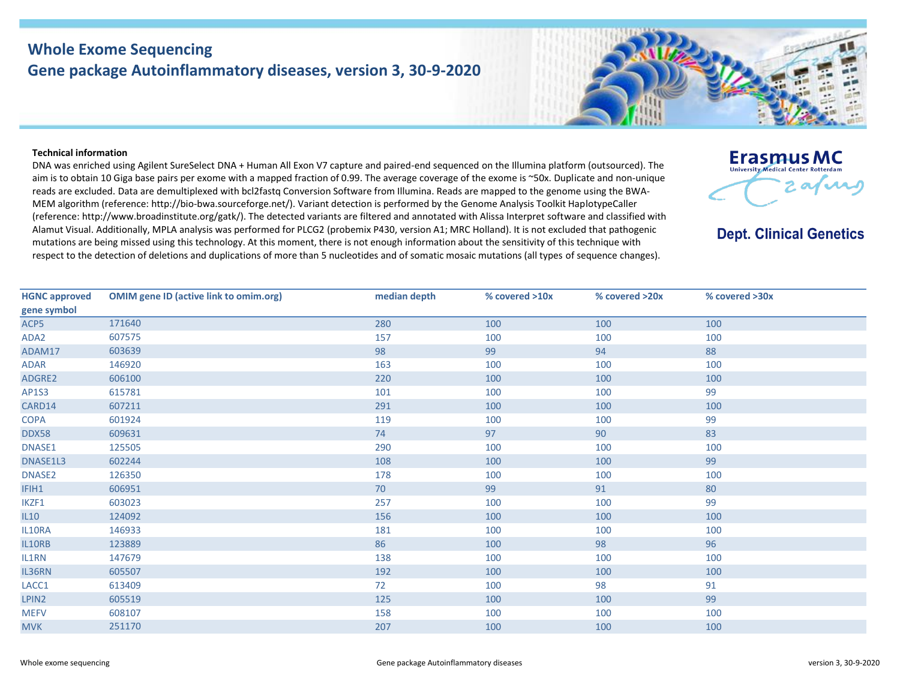# Whole Exome Sequencing
## Gene package Autoinflammatory diseases, version 3, 30-9-2020

Erasmus MC
University Medical Center Rotterdam

**Dept. Clinical Genetics**

**Technical information**

DNA was enriched using Agilent SureSelect DNA + Human All Exon V7 capture and paired-end sequenced on the Illumina platform (outsourced). The aim is to obtain 10 Giga base pairs per exome with a mapped fraction of 0.99. The average coverage of the exome is ~50x. Duplicate and non-unique reads are excluded. Data are demultiplexed with bcl2fastq Conversion Software from Illumina. Reads are mapped to the genome using the BWA-MEM algorithm (reference: http://bio-bwa.sourceforge.net/). Variant detection is performed by the Genome Analysis Toolkit HaplotypeCaller (reference: http://www.broadinstitute.org/gatk/). The detected variants are filtered and annotated with Alissa Interpret software and classified with Alamut Visual. Additionally, MPLA analysis was performed for PLCG2 (probemix P430, version A1; MRC Holland). It is not excluded that pathogenic mutations are being missed using this technology. At this moment, there is not enough information about the sensitivity of this technique with respect to the detection of deletions and duplications of more than 5 nucleotides and of somatic mosaic mutations (all types of sequence changes).

| HGNC approved gene symbol | OMIM gene ID (active link to omim.org) | median depth | % covered >10x | % covered >20x | % covered >30x |
|---|---|---|---|---|---|
| ACP5 | 171640 | 280 | 100 | 100 | 100 |
| ADA2 | 607575 | 157 | 100 | 100 | 100 |
| ADAM17 | 603639 | 98 | 99 | 94 | 88 |
| ADAR | 146920 | 163 | 100 | 100 | 100 |
| ADGRE2 | 606100 | 220 | 100 | 100 | 100 |
| AP1S3 | 615781 | 101 | 100 | 100 | 99 |
| CARD14 | 607211 | 291 | 100 | 100 | 100 |
| COPA | 601924 | 119 | 100 | 100 | 99 |
| DDX58 | 609631 | 74 | 97 | 90 | 83 |
| DNASE1 | 125505 | 290 | 100 | 100 | 100 |
| DNASE1L3 | 602244 | 108 | 100 | 100 | 99 |
| DNASE2 | 126350 | 178 | 100 | 100 | 100 |
| IFIH1 | 606951 | 70 | 99 | 91 | 80 |
| IKZF1 | 603023 | 257 | 100 | 100 | 99 |
| IL10 | 124092 | 156 | 100 | 100 | 100 |
| IL10RA | 146933 | 181 | 100 | 100 | 100 |
| IL10RB | 123889 | 86 | 100 | 98 | 96 |
| IL1RN | 147679 | 138 | 100 | 100 | 100 |
| IL36RN | 605507 | 192 | 100 | 100 | 100 |
| LACC1 | 613409 | 72 | 100 | 98 | 91 |
| LPIN2 | 605519 | 125 | 100 | 100 | 99 |
| MEFV | 608107 | 158 | 100 | 100 | 100 |
| MVK | 251170 | 207 | 100 | 100 | 100 |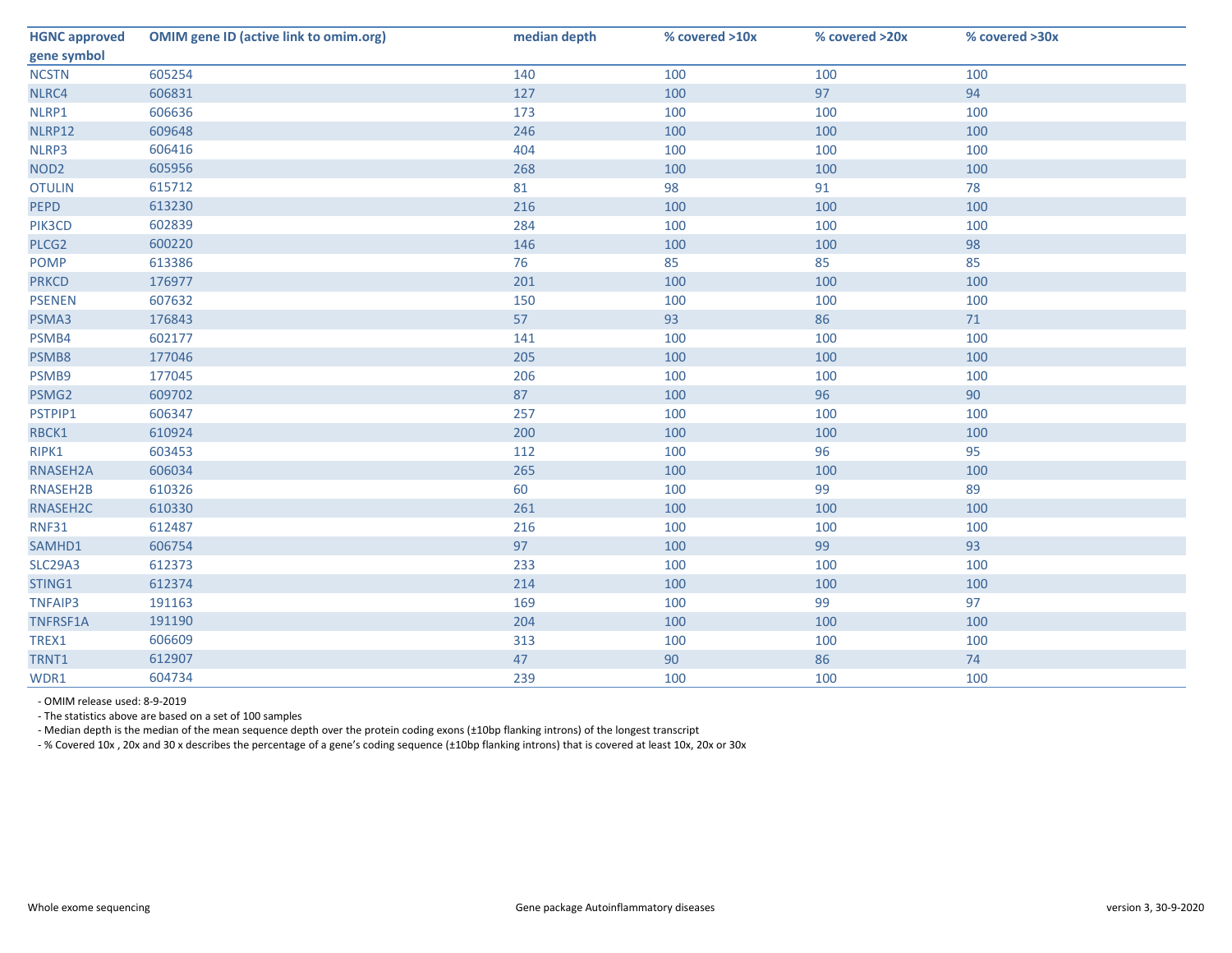| HGNC approved gene symbol | OMIM gene ID (active link to omim.org) | median depth | % covered >10x | % covered >20x | % covered >30x |
|---|---|---|---|---|---|
| NCSTN | 605254 | 140 | 100 | 100 | 100 |
| NLRC4 | 606831 | 127 | 100 | 97 | 94 |
| NLRP1 | 606636 | 173 | 100 | 100 | 100 |
| NLRP12 | 609648 | 246 | 100 | 100 | 100 |
| NLRP3 | 606416 | 404 | 100 | 100 | 100 |
| NOD2 | 605956 | 268 | 100 | 100 | 100 |
| OTULIN | 615712 | 81 | 98 | 91 | 78 |
| PEPD | 613230 | 216 | 100 | 100 | 100 |
| PIK3CD | 602839 | 284 | 100 | 100 | 100 |
| PLCG2 | 600220 | 146 | 100 | 100 | 98 |
| POMP | 613386 | 76 | 85 | 85 | 85 |
| PRKCD | 176977 | 201 | 100 | 100 | 100 |
| PSENEN | 607632 | 150 | 100 | 100 | 100 |
| PSMA3 | 176843 | 57 | 93 | 86 | 71 |
| PSMB4 | 602177 | 141 | 100 | 100 | 100 |
| PSMB8 | 177046 | 205 | 100 | 100 | 100 |
| PSMB9 | 177045 | 206 | 100 | 100 | 100 |
| PSMG2 | 609702 | 87 | 100 | 96 | 90 |
| PSTPIP1 | 606347 | 257 | 100 | 100 | 100 |
| RBCK1 | 610924 | 200 | 100 | 100 | 100 |
| RIPK1 | 603453 | 112 | 100 | 96 | 95 |
| RNASEH2A | 606034 | 265 | 100 | 100 | 100 |
| RNASEH2B | 610326 | 60 | 100 | 99 | 89 |
| RNASEH2C | 610330 | 261 | 100 | 100 | 100 |
| RNF31 | 612487 | 216 | 100 | 100 | 100 |
| SAMHD1 | 606754 | 97 | 100 | 99 | 93 |
| SLC29A3 | 612373 | 233 | 100 | 100 | 100 |
| STING1 | 612374 | 214 | 100 | 100 | 100 |
| TNFAIP3 | 191163 | 169 | 100 | 99 | 97 |
| TNFRSF1A | 191190 | 204 | 100 | 100 | 100 |
| TREX1 | 606609 | 313 | 100 | 100 | 100 |
| TRNT1 | 612907 | 47 | 90 | 86 | 74 |
| WDR1 | 604734 | 239 | 100 | 100 | 100 |

- OMIM release used: 8-9-2019
- The statistics above are based on a set of 100 samples
- Median depth is the median of the mean sequence depth over the protein coding exons (±10bp flanking introns) of the longest transcript
- % Covered 10x , 20x and 30 x describes the percentage of a gene's coding sequence (±10bp flanking introns) that is covered at least 10x, 20x or 30x